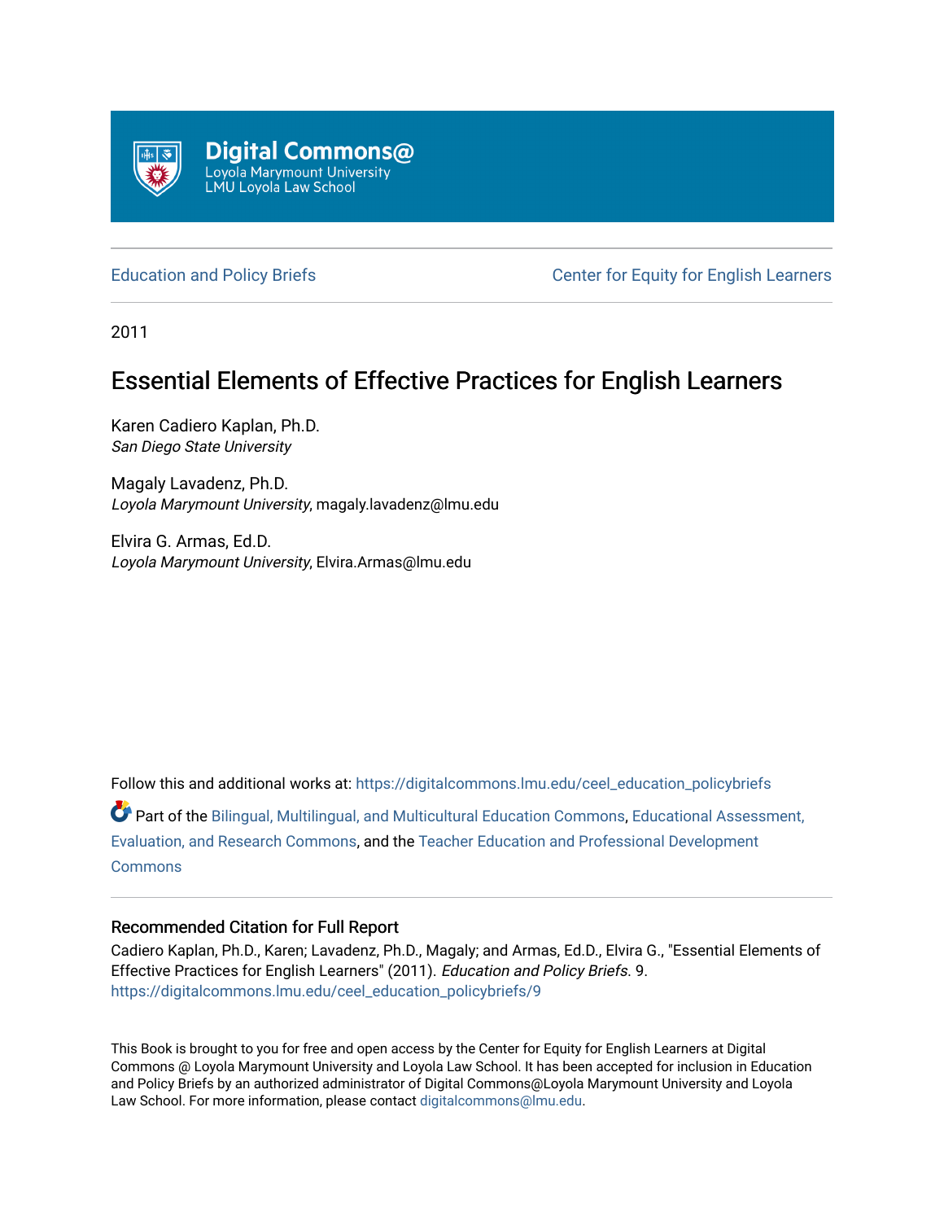Digital Commons@
Loyola Marymount University
LMU Loyola Law School

Education and Policy Briefs | Center for Equity for English Learners

2011

# Essential Elements of Effective Practices for English Learners

Karen Cadiero Kaplan, Ph.D.
*San Diego State University*

Magaly Lavadenz, Ph.D.
*Loyola Marymount University*, magaly.lavadenz@lmu.edu

Elvira G. Armas, Ed.D.
*Loyola Marymount University*, Elvira.Armas@lmu.edu

Follow this and additional works at: https://digitalcommons.lmu.edu/ceel_education_policybriefs

Part of the Bilingual, Multilingual, and Multicultural Education Commons, Educational Assessment, Evaluation, and Research Commons, and the Teacher Education and Professional Development Commons

### Recommended Citation for Full Report

Cadiero Kaplan, Ph.D., Karen; Lavadenz, Ph.D., Magaly; and Armas, Ed.D., Elvira G., "Essential Elements of Effective Practices for English Learners" (2011). *Education and Policy Briefs.* 9.
https://digitalcommons.lmu.edu/ceel_education_policybriefs/9

This Book is brought to you for free and open access by the Center for Equity for English Learners at Digital Commons @ Loyola Marymount University and Loyola Law School. It has been accepted for inclusion in Education and Policy Briefs by an authorized administrator of Digital Commons@Loyola Marymount University and Loyola Law School. For more information, please contact digitalcommons@lmu.edu.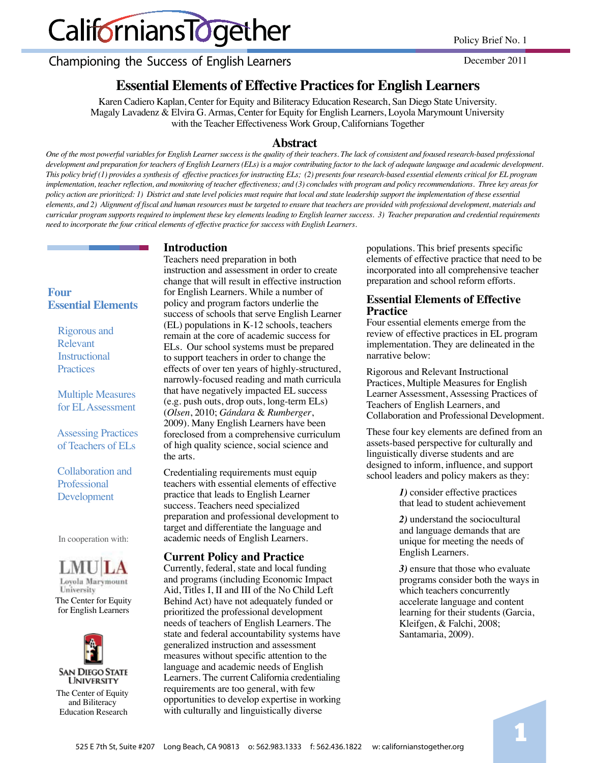Policy Brief No. 1

December 2011

# Essential Elements of Effective Practices for English Learners

Karen Cadiero Kaplan, Center for Equity and Biliteracy Education Research, San Diego State University.
Magaly Lavadenz & Elvira G. Armas, Center for Equity for English Learners, Loyola Marymount University
with the Teacher Effectiveness Work Group, Californians Together

## Abstract

*One of the most powerful variables for English Learner success is the quality of their teachers. The lack of consistent and focused research-based professional development and preparation for teachers of English Learners (ELs) is a major contributing factor to the lack of adequate language and academic development. This policy brief (1) provides a synthesis of effective practices for instructing ELs; (2) presents four research-based essential elements critical for EL program implementation, teacher reflection, and monitoring of teacher effectiveness; and (3) concludes with program and policy recommendations. Three key areas for policy action are prioritized: 1) District and state level policies must require that local and state leadership support the implementation of these essential elements, and 2) Alignment of fiscal and human resources must be targeted to ensure that teachers are provided with professional development, materials and curricular program supports required to implement these key elements leading to English learner success. 3) Teacher preparation and credential requirements need to incorporate the four critical elements of effective practice for success with English Learners.*

**Four Essential Elements**

- Rigorous and Relevant Instructional Practices
- Multiple Measures for EL Assessment
- Assessing Practices of Teachers of ELs
- Collaboration and Professional Development

In cooperation with:

LMU|LA Loyola Marymount University
The Center for Equity for English Learners

San Diego State University
The Center of Equity and Biliteracy Education Research

## Introduction

Teachers need preparation in both instruction and assessment in order to create change that will result in effective instruction for English Learners. While a number of policy and program factors underlie the success of schools that serve English Learner (EL) populations in K-12 schools, teachers remain at the core of academic success for ELs. Our school systems must be prepared to support teachers in order to change the effects of over ten years of highly-structured, narrowly-focused reading and math curricula that have negatively impacted EL success (e.g. push outs, drop outs, long-term ELs) (*Olsen*, 2010; *Gándara* & *Rumberger*, 2009). Many English Learners have been foreclosed from a comprehensive curriculum of high quality science, social science and the arts.

Credentialing requirements must equip teachers with essential elements of effective practice that leads to English Learner success. Teachers need specialized preparation and professional development to target and differentiate the language and academic needs of English Learners.

## Current Policy and Practice

Currently, federal, state and local funding and programs (including Economic Impact Aid, Titles I, II and III of the No Child Left Behind Act) have not adequately funded or prioritized the professional development needs of teachers of English Learners. The state and federal accountability systems have generalized instruction and assessment measures without specific attention to the language and academic needs of English Learners. The current California credentialing requirements are too general, with few opportunities to develop expertise in working with culturally and linguistically diverse populations. This brief presents specific elements of effective practice that need to be incorporated into all comprehensive teacher preparation and school reform efforts.

## Essential Elements of Effective Practice

Four essential elements emerge from the review of effective practices in EL program implementation. They are delineated in the narrative below:

Rigorous and Relevant Instructional Practices, Multiple Measures for English Learner Assessment, Assessing Practices of Teachers of English Learners, and Collaboration and Professional Development.

These four key elements are defined from an assets-based perspective for culturally and linguistically diverse students and are designed to inform, influence, and support school leaders and policy makers as they:

***1)*** consider effective practices that lead to student achievement

***2)*** understand the sociocultural and language demands that are unique for meeting the needs of English Learners.

***3)*** ensure that those who evaluate programs consider both the ways in which teachers concurrently accelerate language and content learning for their students (Garcia, Kleifgen, & Falchi, 2008; Santamaria, 2009).

525 E 7th St, Suite #207 Long Beach, CA 90813 o: 562.983.1333 f: 562.436.1822 w: californianstogether.org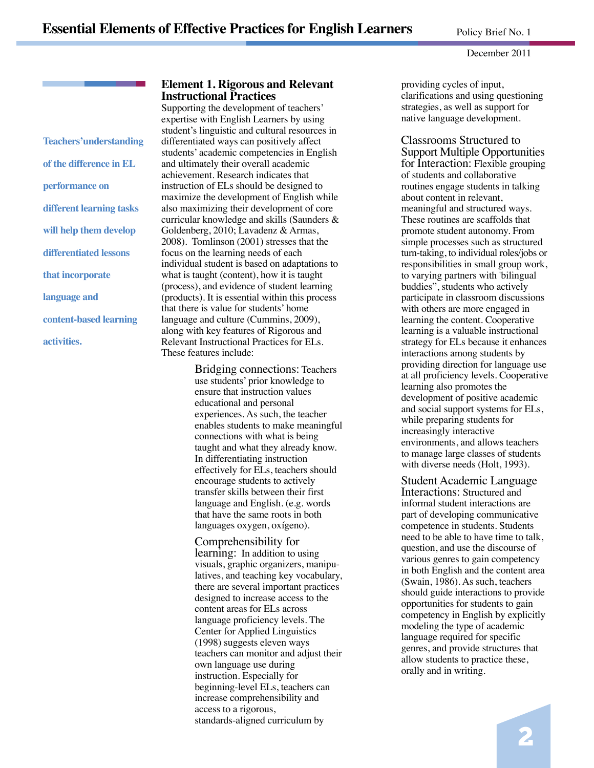> **Teachers' understanding of the difference in EL performance on different learning tasks will help them develop differentiated lessons that incorporate language and content-based learning activities.**

## Element 1. Rigorous and Relevant Instructional Practices

Supporting the development of teachers' expertise with English Learners by using student's linguistic and cultural resources in differentiated ways can positively affect students' academic competencies in English and ultimately their overall academic achievement. Research indicates that instruction of ELs should be designed to maximize the development of English while also maximizing their development of core curricular knowledge and skills (Saunders & Goldenberg, 2010; Lavadenz & Armas, 2008). Tomlinson (2001) stresses that the focus on the learning needs of each individual student is based on adaptations to what is taught (content), how it is taught (process), and evidence of student learning (products). It is essential within this process that there is value for students' home language and culture (Cummins, 2009), along with key features of Rigorous and Relevant Instructional Practices for ELs. These features include:

Bridging connections: Teachers use students' prior knowledge to ensure that instruction values educational and personal experiences. As such, the teacher enables students to make meaningful connections with what is being taught and what they already know. In differentiating instruction effectively for ELs, teachers should encourage students to actively transfer skills between their first language and English. (e.g. words that have the same roots in both languages oxygen, oxígeno).

Comprehensibility for learning: In addition to using visuals, graphic organizers, manipulatives, and teaching key vocabulary, there are several important practices designed to increase access to the content areas for ELs across language proficiency levels. The Center for Applied Linguistics (1998) suggests eleven ways teachers can monitor and adjust their own language use during instruction. Especially for beginning-level ELs, teachers can increase comprehensibility and access to a rigorous, standards-aligned curriculum by providing cycles of input, clarifications and using questioning strategies, as well as support for native language development.

Classrooms Structured to Support Multiple Opportunities for Interaction: Flexible grouping of students and collaborative routines engage students in talking about content in relevant, meaningful and structured ways. These routines are scaffolds that promote student autonomy. From simple processes such as structured turn-taking, to individual roles/jobs or responsibilities in small group work, to varying partners with 'bilingual buddies", students who actively participate in classroom discussions with others are more engaged in learning the content. Cooperative learning is a valuable instructional strategy for ELs because it enhances interactions among students by providing direction for language use at all proficiency levels. Cooperative learning also promotes the development of positive academic and social support systems for ELs, while preparing students for increasingly interactive environments, and allows teachers to manage large classes of students with diverse needs (Holt, 1993).

Student Academic Language Interactions: Structured and informal student interactions are part of developing communicative competence in students. Students need to be able to have time to talk, question, and use the discourse of various genres to gain competency in both English and the content area (Swain, 1986). As such, teachers should guide interactions to provide opportunities for students to gain competency in English by explicitly modeling the type of academic language required for specific genres, and provide structures that allow students to practice these, orally and in writing.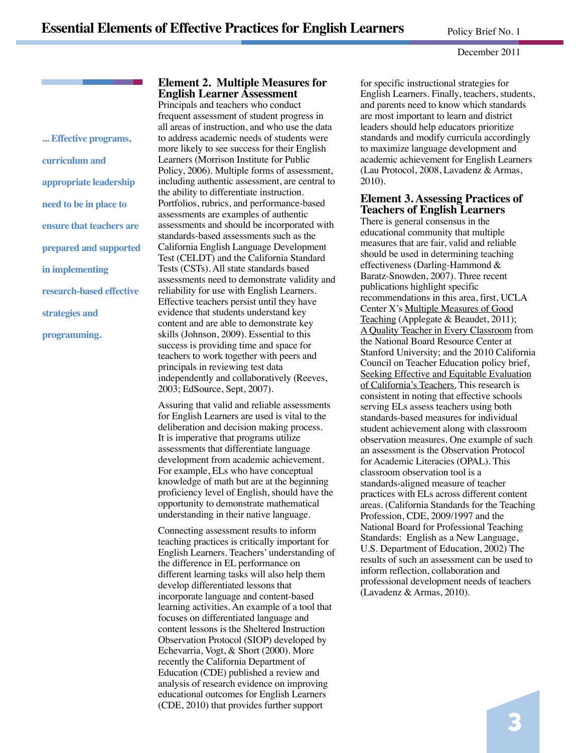**... Effective programs, curriculum and appropriate leadership need to be in place to ensure that teachers are prepared and supported in implementing research-based effective strategies and programming.**

## Element 2. Multiple Measures for English Learner Assessment

Principals and teachers who conduct frequent assessment of student progress in all areas of instruction, and who use the data to address academic needs of students were more likely to see success for their English Learners (Morrison Institute for Public Policy, 2006). Multiple forms of assessment, including authentic assessment, are central to the ability to differentiate instruction. Portfolios, rubrics, and performance-based assessments are examples of authentic assessments and should be incorporated with standards-based assessments such as the California English Language Development Test (CELDT) and the California Standard Tests (CSTs). All state standards based assessments need to demonstrate validity and reliability for use with English Learners. Effective teachers persist until they have evidence that students understand key content and are able to demonstrate key skills (Johnson, 2009). Essential to this success is providing time and space for teachers to work together with peers and principals in reviewing test data independently and collaboratively (Reeves, 2003; EdSource, Sept, 2007).

Assuring that valid and reliable assessments for English Learners are used is vital to the deliberation and decision making process. It is imperative that programs utilize assessments that differentiate language development from academic achievement. For example, ELs who have conceptual knowledge of math but are at the beginning proficiency level of English, should have the opportunity to demonstrate mathematical understanding in their native language.

Connecting assessment results to inform teaching practices is critically important for English Learners. Teachers' understanding of the difference in EL performance on different learning tasks will also help them develop differentiated lessons that incorporate language and content-based learning activities. An example of a tool that focuses on differentiated language and content lessons is the Sheltered Instruction Observation Protocol (SIOP) developed by Echevarria, Vogt, & Short (2000). More recently the California Department of Education (CDE) published a review and analysis of research evidence on improving educational outcomes for English Learners (CDE, 2010) that provides further support for specific instructional strategies for English Learners. Finally, teachers, students, and parents need to know which standards are most important to learn and district leaders should help educators prioritize standards and modify curricula accordingly to maximize language development and academic achievement for English Learners (Lau Protocol, 2008, Lavadenz & Armas, 2010).

## Element 3. Assessing Practices of Teachers of English Learners

There is general consensus in the educational community that multiple measures that are fair, valid and reliable should be used in determining teaching effectiveness (Darling-Hammond & Baratz-Snowden, 2007). Three recent publications highlight specific recommendations in this area, first, UCLA Center X's Multiple Measures of Good Teaching (Applegate & Beaudet, 2011); A Quality Teacher in Every Classroom from the National Board Resource Center at Stanford University; and the 2010 California Council on Teacher Education policy brief, Seeking Effective and Equitable Evaluation of California's Teachers. This research is consistent in noting that effective schools serving ELs assess teachers using both standards-based measures for individual student achievement along with classroom observation measures. One example of such an assessment is the Observation Protocol for Academic Literacies (OPAL). This classroom observation tool is a standards-aligned measure of teacher practices with ELs across different content areas. (California Standards for the Teaching Profession, CDE, 2009/1997 and the National Board for Professional Teaching Standards: English as a New Language, U.S. Department of Education, 2002) The results of such an assessment can be used to inform reflection, collaboration and professional development needs of teachers (Lavadenz & Armas, 2010).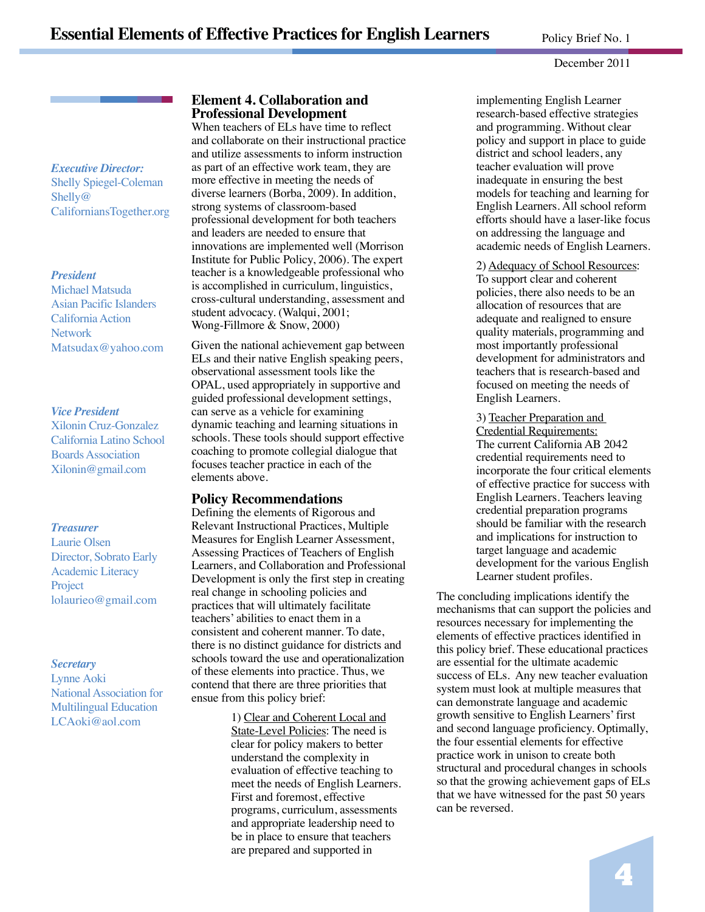*Executive Director:*
Shelly Spiegel-Coleman
Shelly@CaliforniansTogether.org

*President*
Michael Matsuda
Asian Pacific Islanders California Action Network
Matsudax@yahoo.com

*Vice President*
Xilonin Cruz-Gonzalez
California Latino School Boards Association
Xilonin@gmail.com

*Treasurer*
Laurie Olsen
Director, Sobrato Early Academic Literacy Project
lolaurieo@gmail.com

*Secretary*
Lynne Aoki
National Association for Multilingual Education
LCAoki@aol.com

## Element 4. Collaboration and Professional Development

When teachers of ELs have time to reflect and collaborate on their instructional practice and utilize assessments to inform instruction as part of an effective work team, they are more effective in meeting the needs of diverse learners (Borba, 2009). In addition, strong systems of classroom-based professional development for both teachers and leaders are needed to ensure that innovations are implemented well (Morrison Institute for Public Policy, 2006). The expert teacher is a knowledgeable professional who is accomplished in curriculum, linguistics, cross-cultural understanding, assessment and student advocacy. (Walqui, 2001; Wong-Fillmore & Snow, 2000)

Given the national achievement gap between ELs and their native English speaking peers, observational assessment tools like the OPAL, used appropriately in supportive and guided professional development settings, can serve as a vehicle for examining dynamic teaching and learning situations in schools. These tools should support effective coaching to promote collegial dialogue that focuses teacher practice in each of the elements above.

## Policy Recommendations

Defining the elements of Rigorous and Relevant Instructional Practices, Multiple Measures for English Learner Assessment, Assessing Practices of Teachers of English Learners, and Collaboration and Professional Development is only the first step in creating real change in schooling policies and practices that will ultimately facilitate teachers' abilities to enact them in a consistent and coherent manner. To date, there is no distinct guidance for districts and schools toward the use and operationalization of these elements into practice. Thus, we contend that there are three priorities that ensue from this policy brief:

1) Clear and Coherent Local and State-Level Policies: The need is clear for policy makers to better understand the complexity in evaluation of effective teaching to meet the needs of English Learners. First and foremost, effective programs, curriculum, assessments and appropriate leadership need to be in place to ensure that teachers are prepared and supported in implementing English Learner research-based effective strategies and programming. Without clear policy and support in place to guide district and school leaders, any teacher evaluation will prove inadequate in ensuring the best models for teaching and learning for English Learners. All school reform efforts should have a laser-like focus on addressing the language and academic needs of English Learners.

2) Adequacy of School Resources: To support clear and coherent policies, there also needs to be an allocation of resources that are adequate and realigned to ensure quality materials, programming and most importantly professional development for administrators and teachers that is research-based and focused on meeting the needs of English Learners.

3) Teacher Preparation and Credential Requirements: The current California AB 2042 credential requirements need to incorporate the four critical elements of effective practice for success with English Learners. Teachers leaving credential preparation programs should be familiar with the research and implications for instruction to target language and academic development for the various English Learner student profiles.

The concluding implications identify the mechanisms that can support the policies and resources necessary for implementing the elements of effective practices identified in this policy brief. These educational practices are essential for the ultimate academic success of ELs. Any new teacher evaluation system must look at multiple measures that can demonstrate language and academic growth sensitive to English Learners' first and second language proficiency. Optimally, the four essential elements for effective practice work in unison to create both structural and procedural changes in schools so that the growing achievement gaps of ELs that we have witnessed for the past 50 years can be reversed.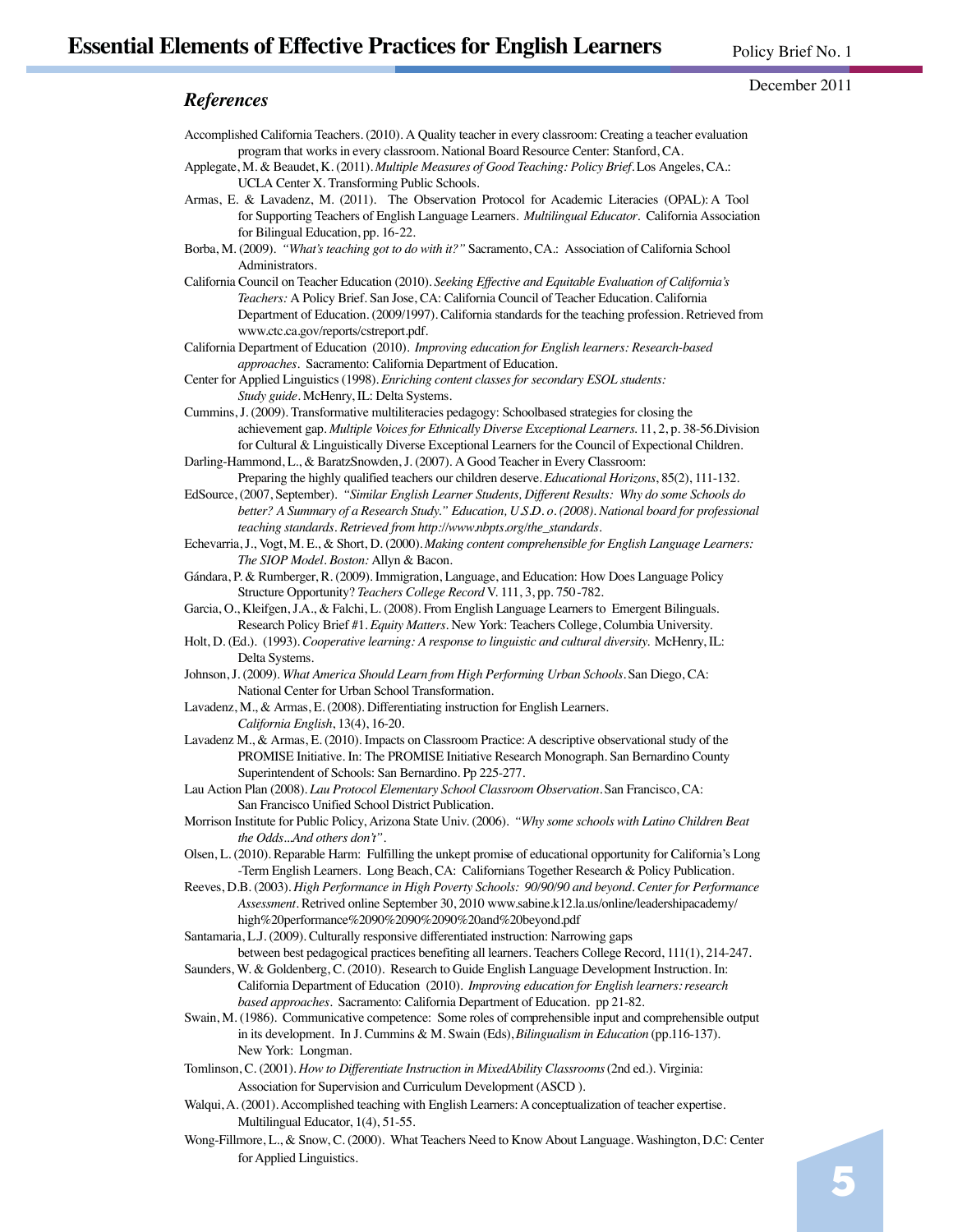## *References*

Accomplished California Teachers. (2010). A Quality teacher in every classroom: Creating a teacher evaluation program that works in every classroom. National Board Resource Center: Stanford, CA.

Applegate, M. & Beaudet, K. (2011). *Multiple Measures of Good Teaching: Policy Brief*. Los Angeles, CA.: UCLA Center X. Transforming Public Schools.

Armas, E. & Lavadenz, M. (2011). The Observation Protocol for Academic Literacies (OPAL): A Tool for Supporting Teachers of English Language Learners. *Multilingual Educator*. California Association for Bilingual Education, pp. 16-22.

Borba, M. (2009). *"What's teaching got to do with it?"* Sacramento, CA.: Association of California School Administrators.

California Council on Teacher Education (2010). *Seeking Effective and Equitable Evaluation of California's Teachers:* A Policy Brief. San Jose, CA: California Council of Teacher Education. California Department of Education. (2009/1997). California standards for the teaching profession. Retrieved from www.ctc.ca.gov/reports/cstreport.pdf.

California Department of Education (2010). *Improving education for English learners: Research-based approaches*. Sacramento: California Department of Education.

Center for Applied Linguistics (1998). *Enriching content classes for secondary ESOL students: Study guide*. McHenry, IL: Delta Systems.

Cummins, J. (2009). Transformative multiliteracies pedagogy: Schoolbased strategies for closing the achievement gap. *Multiple Voices for Ethnically Diverse Exceptional Learners*. 11, 2, p. 38-56.Division for Cultural & Linguistically Diverse Exceptional Learners for the Council of Expectional Children.

Darling-Hammond, L., & BaratzSnowden, J. (2007). A Good Teacher in Every Classroom: Preparing the highly qualified teachers our children deserve. *Educational Horizons*, 85(2), 111-132.

EdSource, (2007, September). *"Similar English Learner Students, Different Results: Why do some Schools do better? A Summary of a Research Study." Education, U.S.D. o. (2008). National board for professional teaching standards. Retrieved from http://www.nbpts.org/the_standards.*

Echevarria, J., Vogt, M. E., & Short, D. (2000). *Making content comprehensible for English Language Learners: The SIOP Model. Boston:* Allyn & Bacon.

Gándara, P. & Rumberger, R. (2009). Immigration, Language, and Education: How Does Language Policy Structure Opportunity? *Teachers College Record* V. 111, 3, pp. 750-782.

Garcia, O., Kleifgen, J.A., & Falchi, L. (2008). From English Language Learners to Emergent Bilinguals. Research Policy Brief #1. *Equity Matters*. New York: Teachers College, Columbia University.

Holt, D. (Ed.). (1993). *Cooperative learning: A response to linguistic and cultural diversity.* McHenry, IL: Delta Systems.

Johnson, J. (2009). *What America Should Learn from High Performing Urban Schools*. San Diego, CA: National Center for Urban School Transformation.

Lavadenz, M., & Armas, E. (2008). Differentiating instruction for English Learners. *California English*, 13(4), 16-20.

Lavadenz M., & Armas, E. (2010). Impacts on Classroom Practice: A descriptive observational study of the PROMISE Initiative. In: The PROMISE Initiative Research Monograph. San Bernardino County Superintendent of Schools: San Bernardino. Pp 225-277.

Lau Action Plan (2008). *Lau Protocol Elementary School Classroom Observation*. San Francisco, CA: San Francisco Unified School District Publication.

Morrison Institute for Public Policy, Arizona State Univ. (2006). *"Why some schools with Latino Children Beat the Odds...And others don't"*.

Olsen, L. (2010). Reparable Harm: Fulfilling the unkept promise of educational opportunity for California's Long -Term English Learners. Long Beach, CA: Californians Together Research & Policy Publication.

Reeves, D.B. (2003). *High Performance in High Poverty Schools: 90/90/90 and beyond. Center for Performance Assessment*. Retrived online September 30, 2010 www.sabine.k12.la.us/online/leadershipacademy/high%20performance%2090%2090%2090%20and%20beyond.pdf

Santamaria, L.J. (2009). Culturally responsive differentiated instruction: Narrowing gaps between best pedagogical practices benefiting all learners. Teachers College Record, 111(1), 214-247.

Saunders, W. & Goldenberg, C. (2010). Research to Guide English Language Development Instruction. In: California Department of Education (2010). *Improving education for English learners: research based approaches*. Sacramento: California Department of Education. pp 21-82.

Swain, M. (1986). Communicative competence: Some roles of comprehensible input and comprehensible output in its development. In J. Cummins & M. Swain (Eds), *Bilingualism in Education* (pp.116-137). New York: Longman.

Tomlinson, C. (2001). *How to Differentiate Instruction in MixedAbility Classrooms* (2nd ed.). Virginia: Association for Supervision and Curriculum Development (ASCD ).

Walqui, A. (2001). Accomplished teaching with English Learners: A conceptualization of teacher expertise. Multilingual Educator, 1(4), 51-55.

Wong-Fillmore, L., & Snow, C. (2000). What Teachers Need to Know About Language. Washington, D.C: Center for Applied Linguistics.